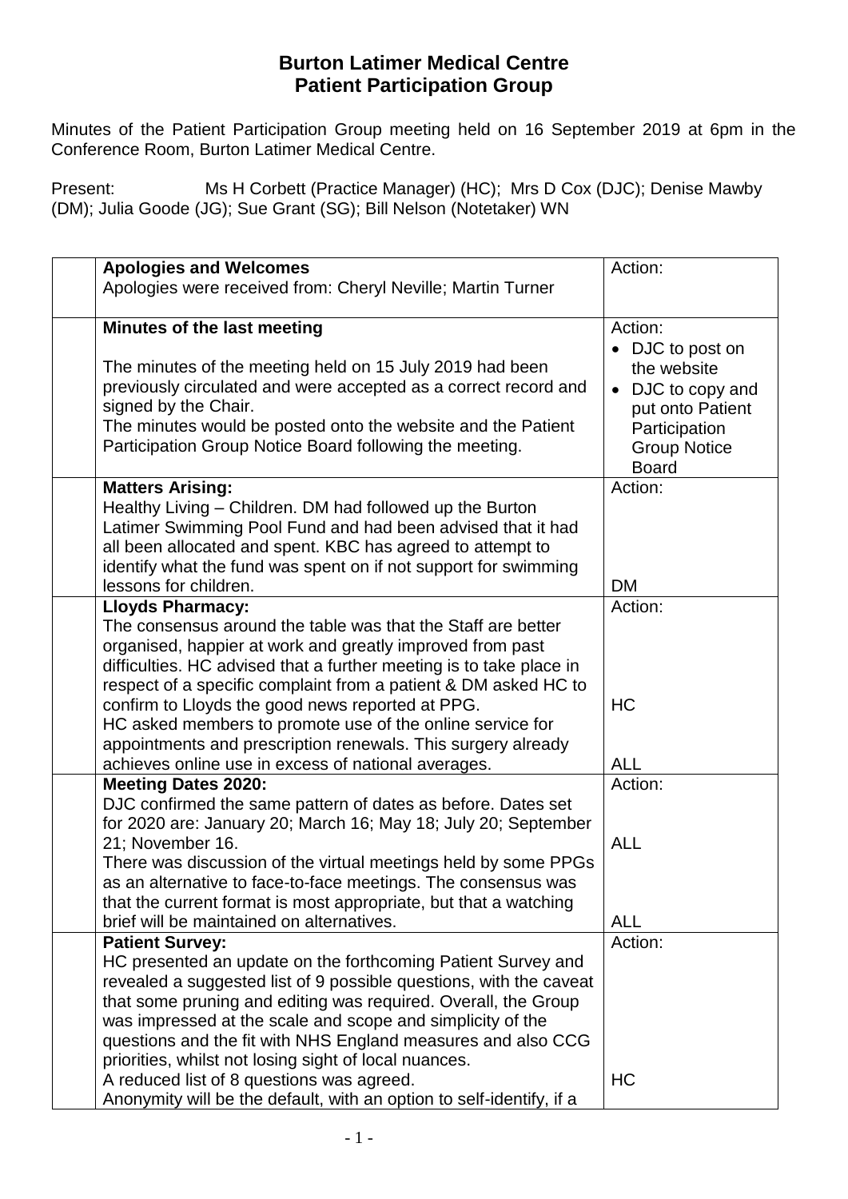# Burton Latimer Medical Centre
## Patient Participation Group

Minutes of the Patient Participation Group meeting held on 16 September 2019 at 6pm in the Conference Room, Burton Latimer Medical Centre.

Present: Ms H Corbett (Practice Manager) (HC); Mrs D Cox (DJC); Denise Mawby (DM); Julia Goode (JG); Sue Grant (SG); Bill Nelson (Notetaker) WN

| | | |
|---|---|---|
| | **Apologies and Welcomes**<br>Apologies were received from: Cheryl Neville; Martin Turner | Action: |
| | **Minutes of the last meeting**<br><br>The minutes of the meeting held on 15 July 2019 had been previously circulated and were accepted as a correct record and signed by the Chair.<br>The minutes would be posted onto the website and the Patient Participation Group Notice Board following the meeting. | Action:<br>• DJC to post on the website<br>• DJC to copy and put onto Patient Participation Group Notice Board |
| | **Matters Arising:**<br>Healthy Living – Children. DM had followed up the Burton Latimer Swimming Pool Fund and had been advised that it had all been allocated and spent. KBC has agreed to attempt to identify what the fund was spent on if not support for swimming lessons for children. | Action:<br><br><br><br>DM |
| | **Lloyds Pharmacy:**<br>The consensus around the table was that the Staff are better organised, happier at work and greatly improved from past difficulties. HC advised that a further meeting is to take place in respect of a specific complaint from a patient & DM asked HC to confirm to Lloyds the good news reported at PPG.<br>HC asked members to promote use of the online service for appointments and prescription renewals. This surgery already achieves online use in excess of national averages. | Action:<br><br><br><br>HC<br><br>ALL |
| | **Meeting Dates 2020:**<br>DJC confirmed the same pattern of dates as before. Dates set for 2020 are: January 20; March 16; May 18; July 20; September 21; November 16.<br>There was discussion of the virtual meetings held by some PPGs as an alternative to face-to-face meetings. The consensus was that the current format is most appropriate, but that a watching brief will be maintained on alternatives. | Action:<br><br><br>ALL<br><br><br>ALL |
| | **Patient Survey:**<br>HC presented an update on the forthcoming Patient Survey and revealed a suggested list of 9 possible questions, with the caveat that some pruning and editing was required. Overall, the Group was impressed at the scale and scope and simplicity of the questions and the fit with NHS England measures and also CCG priorities, whilst not losing sight of local nuances.<br>A reduced list of 8 questions was agreed.<br>Anonymity will be the default, with an option to self-identify, if a | Action:<br><br><br><br><br><br>HC |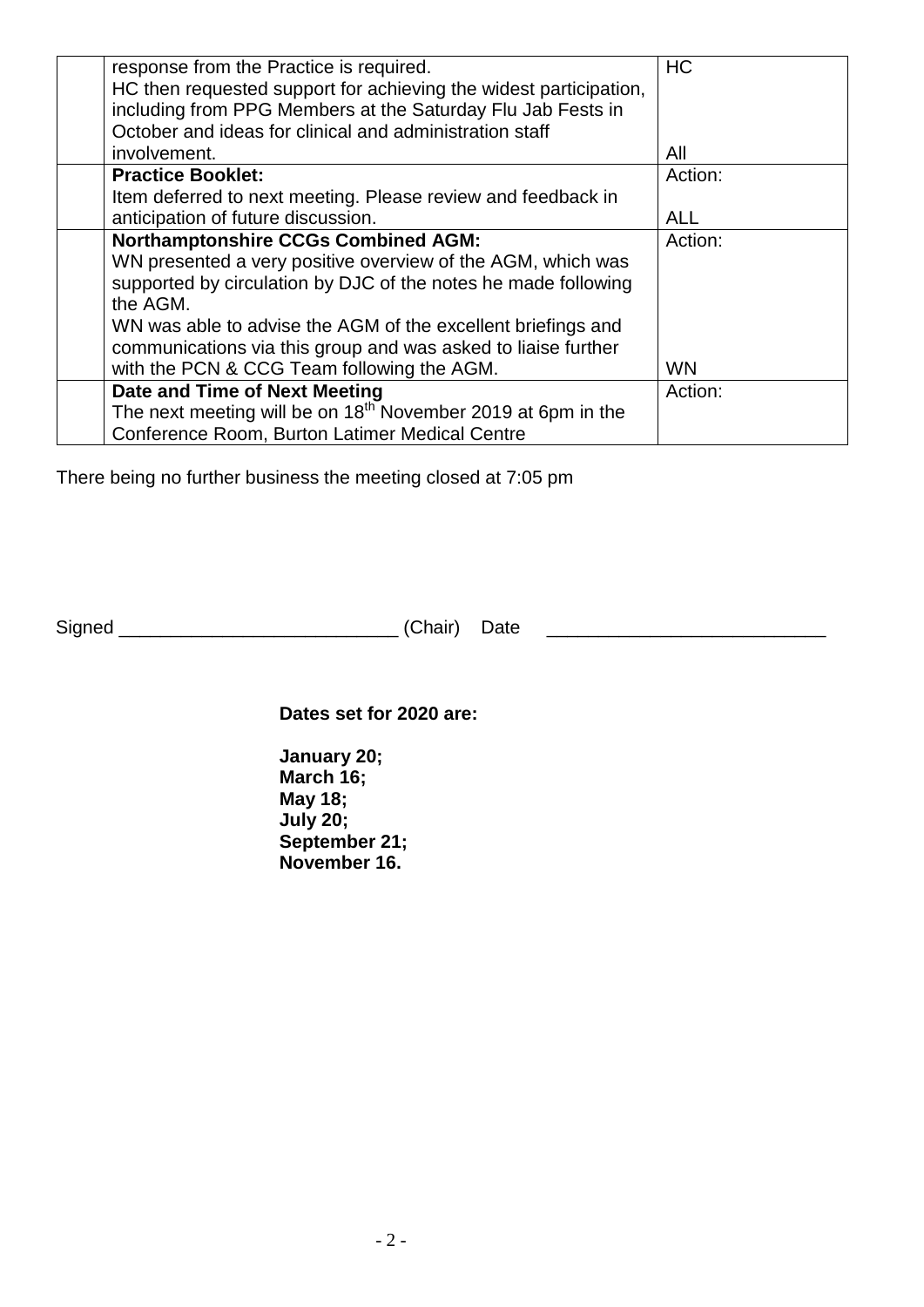| | | |
|---|---|---|
| | response from the Practice is required.<br>HC then requested support for achieving the widest participation, including from PPG Members at the Saturday Flu Jab Fests in October and ideas for clinical and administration staff involvement. | HC<br><br><br><br>All |
| | **Practice Booklet:**<br>Item deferred to next meeting. Please review and feedback in anticipation of future discussion. | Action:<br><br>ALL |
| | **Northamptonshire CCGs Combined AGM:**<br>WN presented a very positive overview of the AGM, which was supported by circulation by DJC of the notes he made following the AGM.<br>WN was able to advise the AGM of the excellent briefings and communications via this group and was asked to liaise further with the PCN & CCG Team following the AGM. | Action:<br><br><br><br><br><br>WN |
| | **Date and Time of Next Meeting**<br>The next meeting will be on 18th November 2019 at 6pm in the Conference Room, Burton Latimer Medical Centre | Action: |

There being no further business the meeting closed at 7:05 pm

Signed ___________________________ (Chair) Date ___________________________

**Dates set for 2020 are:**

**January 20;**
**March 16;**
**May 18;**
**July 20;**
**September 21;**
**November 16.**